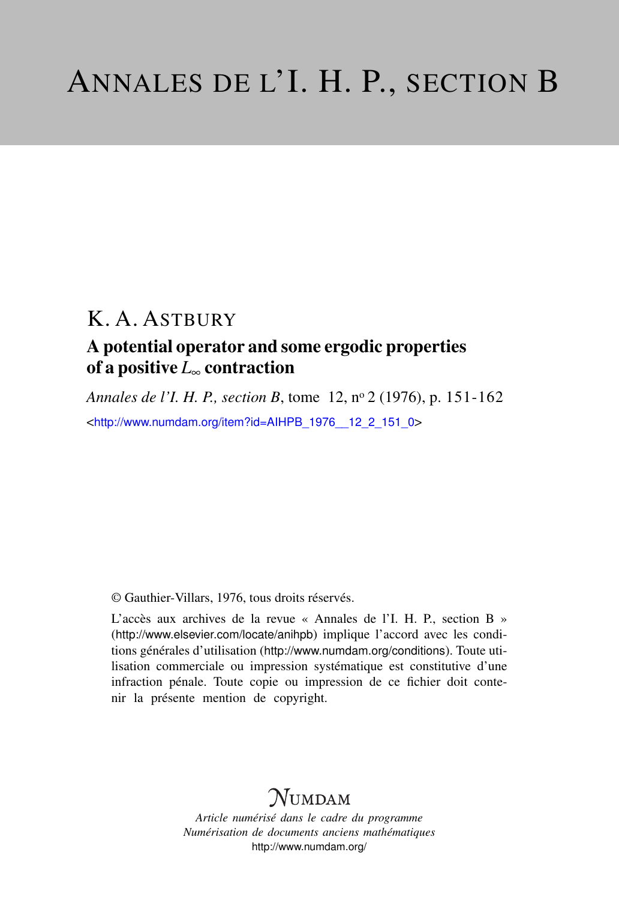# ANNALES DE L'I. H. P., SECTION B

## K. A. ASTBURY

### A potential operator and some ergodic properties of a positive $L_\infty$ contraction

*Annales de l'I. H. P., section B*, tome 12, n° 2 (1976), p. 151-162

<http://www.numdam.org/item?id=AIHPB_1976__12_2_151_0>

© Gauthier-Villars, 1976, tous droits réservés.

L'accès aux archives de la revue « Annales de l'I. H. P., section B » (http://www.elsevier.com/locate/anihpb) implique l'accord avec les conditions générales d'utilisation (http://www.numdam.org/conditions). Toute utilisation commerciale ou impression systématique est constitutive d'une infraction pénale. Toute copie ou impression de ce fichier doit contenir la présente mention de copyright.

NUMDAM

*Article numérisé dans le cadre du programme*
*Numérisation de documents anciens mathématiques*
http://www.numdam.org/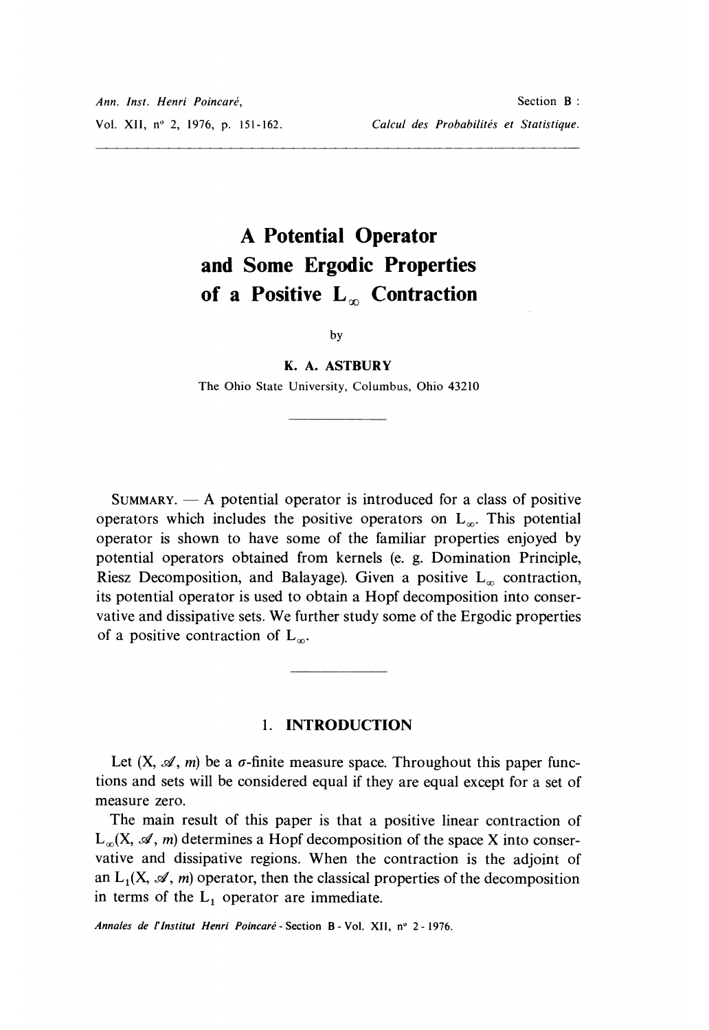# A Potential Operator and Some Ergodic Properties of a Positive $L_\infty$ Contraction

by

**K. A. ASTBURY**

The Ohio State University, Columbus, Ohio 43210

SUMMARY. — A potential operator is introduced for a class of positive operators which includes the positive operators on $L_\infty$. This potential operator is shown to have some of the familiar properties enjoyed by potential operators obtained from kernels (e. g. Domination Principle, Riesz Decomposition, and Balayage). Given a positive $L_\infty$ contraction, its potential operator is used to obtain a Hopf decomposition into conservative and dissipative sets. We further study some of the Ergodic properties of a positive contraction of $L_\infty$.

## 1. INTRODUCTION

Let $(X, \mathscr{A}, m)$ be a $\sigma$-finite measure space. Throughout this paper functions and sets will be considered equal if they are equal except for a set of measure zero.

The main result of this paper is that a positive linear contraction of $L_\infty(X, \mathscr{A}, m)$ determines a Hopf decomposition of the space X into conservative and dissipative regions. When the contraction is the adjoint of an $L_1(X, \mathscr{A}, m)$ operator, then the classical properties of the decomposition in terms of the $L_1$ operator are immediate.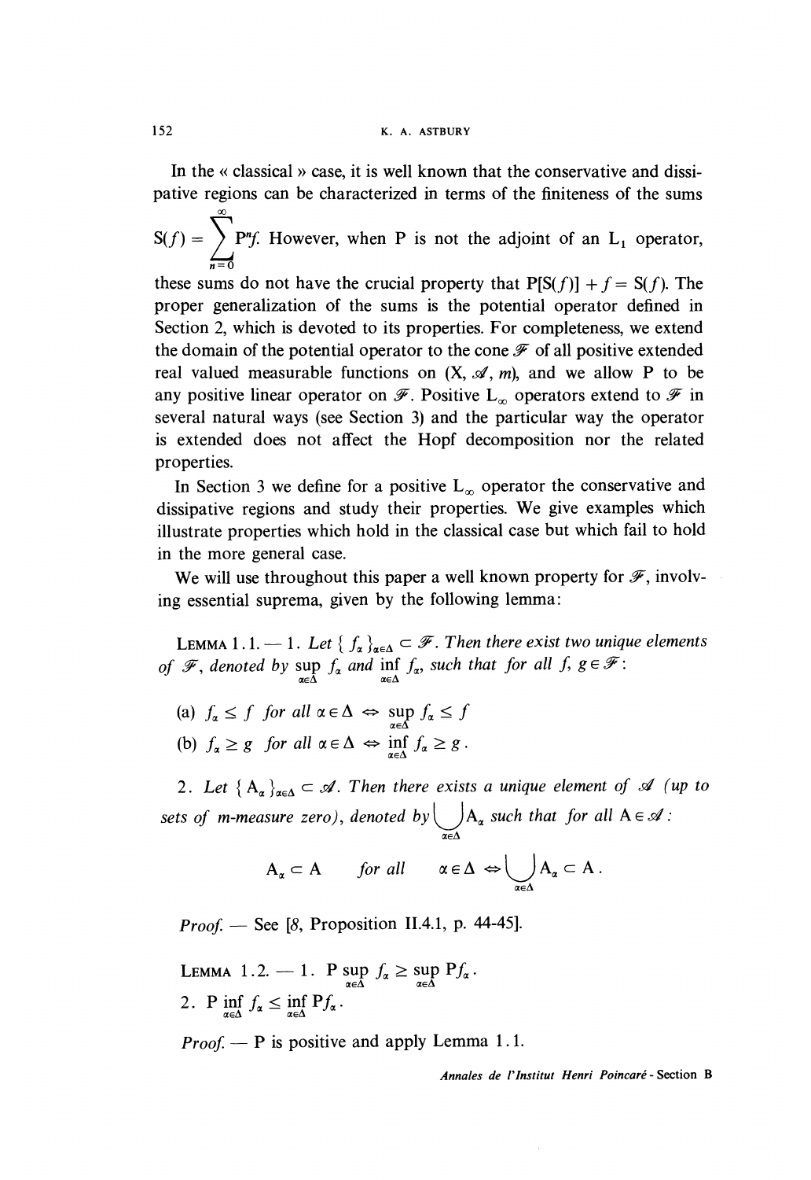In the « classical » case, it is well known that the conservative and dissipative regions can be characterized in terms of the finiteness of the sums $S(f) = \sum_{n=0}^{\infty} P^n f$. However, when P is not the adjoint of an $L_1$ operator, these sums do not have the crucial property that $P[S(f)] + f = S(f)$. The proper generalization of the sums is the potential operator defined in Section 2, which is devoted to its properties. For completeness, we extend the domain of the potential operator to the cone $\mathcal{F}$ of all positive extended real valued measurable functions on $(X, \mathcal{A}, m)$, and we allow P to be any positive linear operator on $\mathcal{F}$. Positive $L_\infty$ operators extend to $\mathcal{F}$ in several natural ways (see Section 3) and the particular way the operator is extended does not affect the Hopf decomposition nor the related properties.

In Section 3 we define for a positive $L_\infty$ operator the conservative and dissipative regions and study their properties. We give examples which illustrate properties which hold in the classical case but which fail to hold in the more general case.

We will use throughout this paper a well known property for $\mathcal{F}$, involving essential suprema, given by the following lemma:

LEMMA 1.1. — 1. *Let $\{ f_\alpha \}_{\alpha \in \Delta} \subset \mathcal{F}$. Then there exist two unique elements of $\mathcal{F}$, denoted by $\sup_{\alpha \in \Delta} f_\alpha$ and $\inf_{\alpha \in \Delta} f_\alpha$, such that for all $f, g \in \mathcal{F}$:*

(a) $f_\alpha \leq f$ *for all* $\alpha \in \Delta \Leftrightarrow \sup_{\alpha \in \Delta} f_\alpha \leq f$

(b) $f_\alpha \geq g$ *for all* $\alpha \in \Delta \Leftrightarrow \inf_{\alpha \in \Delta} f_\alpha \geq g$.

2. *Let $\{ A_\alpha \}_{\alpha \in \Delta} \subset \mathcal{A}$. Then there exists a unique element of $\mathcal{A}$ (up to sets of m-measure zero), denoted by $\bigcup_{\alpha \in \Delta} A_\alpha$ such that for all $A \in \mathcal{A}$:*

$$A_\alpha \subset A \quad \textit{for all} \quad \alpha \in \Delta \Leftrightarrow \bigcup_{\alpha \in \Delta} A_\alpha \subset A.$$

*Proof.* — See [8, Proposition II.4.1, p. 44-45].

LEMMA 1.2. — 1. $P \sup_{\alpha \in \Delta} f_\alpha \geq \sup_{\alpha \in \Delta} P f_\alpha$.

2. $P \inf_{\alpha \in \Delta} f_\alpha \leq \inf_{\alpha \in \Delta} P f_\alpha$.

*Proof.* — P is positive and apply Lemma 1.1.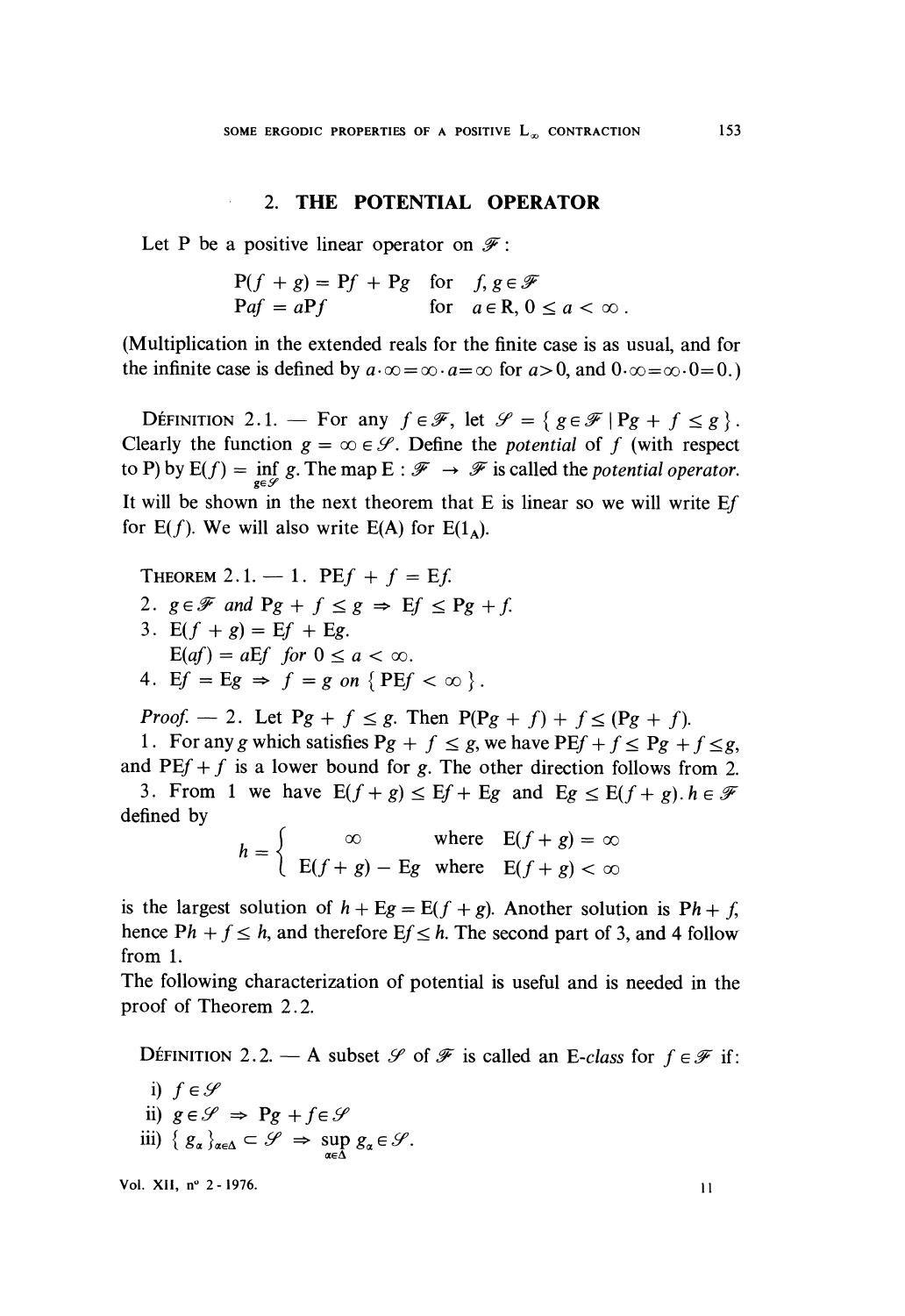## 2. THE POTENTIAL OPERATOR

Let P be a positive linear operator on $\mathscr{F}$:

$$\mathrm{P}(f+g) = \mathrm{P}f + \mathrm{P}g \quad \text{for} \quad f, g \in \mathscr{F}$$
$$\mathrm{P}af = a\mathrm{P}f \quad \text{for} \quad a \in \mathrm{R},\ 0 \leq a < \infty .$$

(Multiplication in the extended reals for the finite case is as usual, and for the infinite case is defined by $a \cdot \infty = \infty \cdot a = \infty$ for $a > 0$, and $0 \cdot \infty = \infty \cdot 0 = 0$.)

DÉFINITION 2.1. — For any $f \in \mathscr{F}$, let $\mathscr{S} = \{ g \in \mathscr{F} \mid \mathrm{P}g + f \leq g \}$. Clearly the function $g = \infty \in \mathscr{S}$. Define the *potential* of $f$ (with respect to P) by $\mathrm{E}(f) = \inf\limits_{g \in \mathscr{S}} g$. The map $\mathrm{E} : \mathscr{F} \to \mathscr{F}$ is called the *potential operator*. It will be shown in the next theorem that E is linear so we will write E$f$ for E($f$). We will also write E(A) for E($1_{\mathrm{A}}$).

THEOREM 2.1. — 1. $\mathrm{PE}f + f = \mathrm{E}f$.

2. $g \in \mathscr{F}$ *and* $\mathrm{P}g + f \leq g \Rightarrow \mathrm{E}f \leq \mathrm{P}g + f$.

3. $\mathrm{E}(f+g) = \mathrm{E}f + \mathrm{E}g$.
   $\mathrm{E}(af) = a\mathrm{E}f$ *for* $0 \leq a < \infty$.

4. $\mathrm{E}f = \mathrm{E}g \Rightarrow f = g$ *on* $\{ \mathrm{PE}f < \infty \}$.

*Proof.* — 2. Let $\mathrm{P}g + f \leq g$. Then $\mathrm{P}(\mathrm{P}g + f) + f \leq (\mathrm{P}g + f)$.

1. For any $g$ which satisfies $\mathrm{P}g + f \leq g$, we have $\mathrm{PE}f + f \leq \mathrm{P}g + f \leq g$, and $\mathrm{PE}f + f$ is a lower bound for $g$. The other direction follows from 2.

3. From 1 we have $\mathrm{E}(f+g) \leq \mathrm{E}f + \mathrm{E}g$ and $\mathrm{E}g \leq \mathrm{E}(f+g)$. $h \in \mathscr{F}$ defined by

$$h = \begin{cases} \infty & \text{where} \quad \mathrm{E}(f+g) = \infty \\ \mathrm{E}(f+g) - \mathrm{E}g & \text{where} \quad \mathrm{E}(f+g) < \infty \end{cases}$$

is the largest solution of $h + \mathrm{E}g = \mathrm{E}(f+g)$. Another solution is $\mathrm{P}h + f$, hence $\mathrm{P}h + f \leq h$, and therefore $\mathrm{E}f \leq h$. The second part of 3, and 4 follow from 1.

The following characterization of potential is useful and is needed in the proof of Theorem 2.2.

DÉFINITION 2.2. — A subset $\mathscr{S}$ of $\mathscr{F}$ is called an *E-class* for $f \in \mathscr{F}$ if:

i) $f \in \mathscr{S}$

ii) $g \in \mathscr{S} \Rightarrow \mathrm{P}g + f \in \mathscr{S}$

iii) $\{ g_\alpha \}_{\alpha \in \Delta} \subset \mathscr{S} \Rightarrow \sup\limits_{\alpha \in \Delta} g_\alpha \in \mathscr{S}$.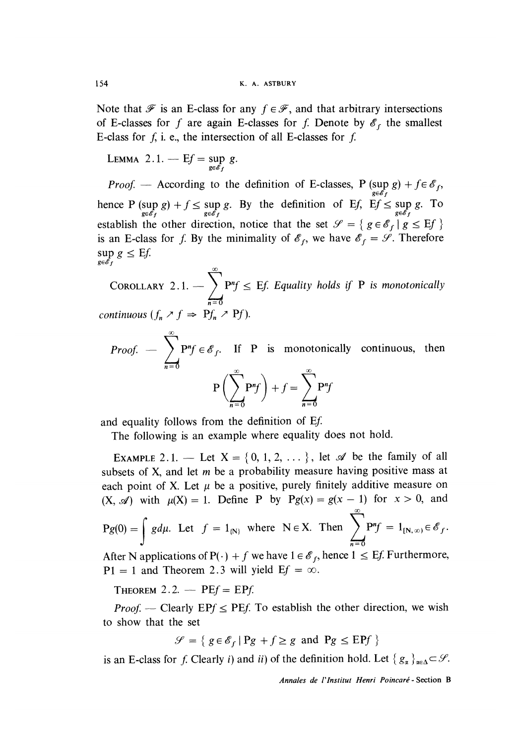Note that $\mathcal{F}$ is an E-class for any $f \in \mathcal{F}$, and that arbitrary intersections of E-classes for $f$ are again E-classes for $f$. Denote by $\mathcal{E}_f$ the smallest E-class for $f$, i. e., the intersection of all E-classes for $f$.

LEMMA 2.1. — $\mathrm{E}f = \sup_{g \in \mathcal{E}_f} g$.

*Proof.* — According to the definition of E-classes, $\mathrm{P}(\sup_{g \in \mathcal{E}_f} g) + f \in \mathcal{E}_f$, hence $\mathrm{P}(\sup_{g \in \mathcal{E}_f} g) + f \leq \sup_{g \in \mathcal{E}_f} g$. By the definition of E$f$, $\mathrm{E}f \leq \sup_{g \in \mathcal{E}_f} g$. To establish the other direction, notice that the set $\mathcal{S} = \{ g \in \mathcal{E}_f \mid g \leq \mathrm{E}f \}$ is an E-class for $f$. By the minimality of $\mathcal{E}_f$, we have $\mathcal{E}_f = \mathcal{S}$. Therefore $\sup_{g \in \mathcal{E}_f} g \leq \mathrm{E}f$.

COROLLARY 2.1. — $\sum_{n=0}^{\infty} \mathrm{P}^n f \leq \mathrm{E}f$. *Equality holds if* P *is monotonically continuous* ($f_n \nearrow f \Rightarrow \mathrm{P}f_n \nearrow \mathrm{P}f$).

*Proof.* — $\sum_{n=0}^{\infty} \mathrm{P}^n f \in \mathcal{E}_f$. If P is monotonically continuous, then

$$\mathrm{P}\left(\sum_{n=0}^{\infty} \mathrm{P}^n f\right) + f = \sum_{n=0}^{\infty} \mathrm{P}^n f$$

and equality follows from the definition of E$f$.

The following is an example where equality does not hold.

EXAMPLE 2.1. — Let $\mathrm{X} = \{0, 1, 2, \dots\}$, let $\mathcal{A}$ be the family of all subsets of X, and let $m$ be a probability measure having positive mass at each point of X. Let $\mu$ be a positive, purely finitely additive measure on $(\mathrm{X}, \mathcal{A})$ with $\mu(\mathrm{X}) = 1$. Define P by $\mathrm{P}g(x) = g(x-1)$ for $x > 0$, and $\mathrm{P}g(0) = \int g d\mu$. Let $f = 1_{\{\mathrm{N}\}}$ where $\mathrm{N} \in \mathrm{X}$. Then $\sum_{n=0}^{\infty} \mathrm{P}^n f = 1_{[\mathrm{N}, \infty)} \in \mathcal{E}_f$. After N applications of $\mathrm{P}(\cdot) + f$ we have $1 \in \mathcal{E}_f$, hence $1 \leq \mathrm{E}f$. Furthermore, $\mathrm{P}1 = 1$ and Theorem 2.3 will yield $\mathrm{E}f = \infty$.

THEOREM 2.2. — $\mathrm{PE}f = \mathrm{EP}f$.

*Proof.* — Clearly $\mathrm{EP}f \leq \mathrm{PE}f$. To establish the other direction, we wish to show that the set

$$\mathcal{S} = \{ g \in \mathcal{E}_f \mid \mathrm{P}g + f \geq g \text{ and } \mathrm{P}g \leq \mathrm{EP}f \}$$

is an E-class for $f$. Clearly *i*) and *ii*) of the definition hold. Let $\{ g_\alpha \}_{\alpha \in \Delta} \subset \mathcal{S}$.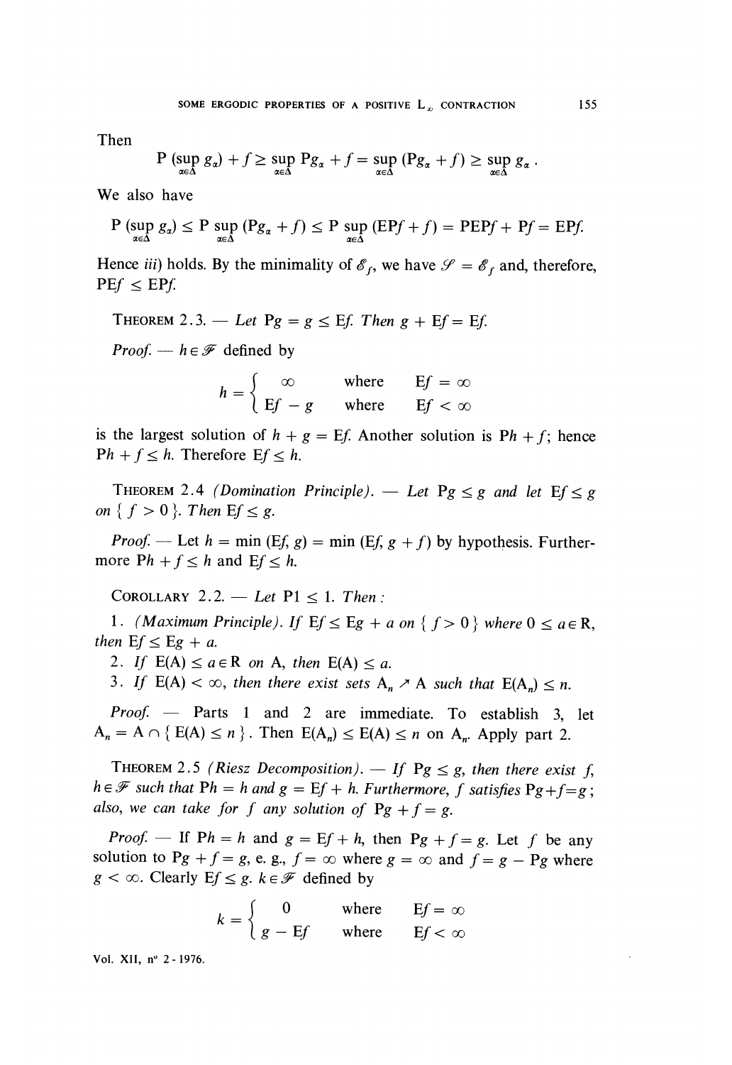Then

$$\mathrm{P}\,(\sup_{\alpha\in\Delta} g_\alpha) + f \geq \sup_{\alpha\in\Delta} \mathrm{P}g_\alpha + f = \sup_{\alpha\in\Delta} (\mathrm{P}g_\alpha + f) \geq \sup_{\alpha\in\Delta} g_\alpha .$$

We also have

$$\mathrm{P}\,(\sup_{\alpha\in\Delta} g_\alpha) \leq \mathrm{P} \sup_{\alpha\in\Delta} (\mathrm{P}g_\alpha + f) \leq \mathrm{P} \sup_{\alpha\in\Delta} (\mathrm{EP}f + f) = \mathrm{PEP}f + \mathrm{P}f = \mathrm{EP}f.$$

Hence *iii)* holds. By the minimality of $\mathscr{E}_f$, we have $\mathscr{S} = \mathscr{E}_f$ and, therefore, $\mathrm{PE}f \leq \mathrm{EP}f$.

THEOREM 2.3. — *Let* $\mathrm{P}g = g \leq \mathrm{E}f$. *Then* $g + \mathrm{E}f = \mathrm{E}f$.

*Proof.* — $h \in \mathscr{F}$ defined by

$$h = \begin{cases} \infty & \text{where} \quad \mathrm{E}f = \infty \\ \mathrm{E}f - g & \text{where} \quad \mathrm{E}f < \infty \end{cases}$$

is the largest solution of $h + g = \mathrm{E}f$. Another solution is $\mathrm{P}h + f$; hence $\mathrm{P}h + f \leq h$. Therefore $\mathrm{E}f \leq h$.

THEOREM 2.4 (*Domination Principle*). — *Let* $\mathrm{P}g \leq g$ *and let* $\mathrm{E}f \leq g$ *on* $\{ f > 0 \}$. *Then* $\mathrm{E}f \leq g$.

*Proof.* — Let $h = \min(\mathrm{E}f, g) = \min(\mathrm{E}f, g + f)$ by hypothesis. Furthermore $\mathrm{P}h + f \leq h$ and $\mathrm{E}f \leq h$.

COROLLARY 2.2. — *Let* $\mathrm{P}1 \leq 1$. *Then* :

1. (*Maximum Principle*). *If* $\mathrm{E}f \leq \mathrm{E}g + a$ *on* $\{ f > 0 \}$ *where* $0 \leq a \in \mathrm{R}$, *then* $\mathrm{E}f \leq \mathrm{E}g + a$.
2. *If* $\mathrm{E}(\mathrm{A}) \leq a \in \mathrm{R}$ *on* $\mathrm{A}$, *then* $\mathrm{E}(\mathrm{A}) \leq a$.
3. *If* $\mathrm{E}(\mathrm{A}) < \infty$, *then there exist sets* $\mathrm{A}_n \nearrow \mathrm{A}$ *such that* $\mathrm{E}(\mathrm{A}_n) \leq n$.

*Proof.* — Parts 1 and 2 are immediate. To establish 3, let $\mathrm{A}_n = \mathrm{A} \cap \{ \mathrm{E}(\mathrm{A}) \leq n \}$. Then $\mathrm{E}(\mathrm{A}_n) \leq \mathrm{E}(\mathrm{A}) \leq n$ on $\mathrm{A}_n$. Apply part 2.

THEOREM 2.5 (*Riesz Decomposition*). — *If* $\mathrm{P}g \leq g$, *then there exist* $f$, $h \in \mathscr{F}$ *such that* $\mathrm{P}h = h$ *and* $g = \mathrm{E}f + h$. *Furthermore*, $f$ *satisfies* $\mathrm{P}g + f = g$; *also, we can take for* $f$ *any solution of* $\mathrm{P}g + f = g$.

*Proof.* — If $\mathrm{P}h = h$ and $g = \mathrm{E}f + h$, then $\mathrm{P}g + f = g$. Let $f$ be any solution to $\mathrm{P}g + f = g$, e. g., $f = \infty$ where $g = \infty$ and $f = g - \mathrm{P}g$ where $g < \infty$. Clearly $\mathrm{E}f \leq g$. $k \in \mathscr{F}$ defined by

$$k = \begin{cases} 0 & \text{where} \quad \mathrm{E}f = \infty \\ g - \mathrm{E}f & \text{where} \quad \mathrm{E}f < \infty \end{cases}$$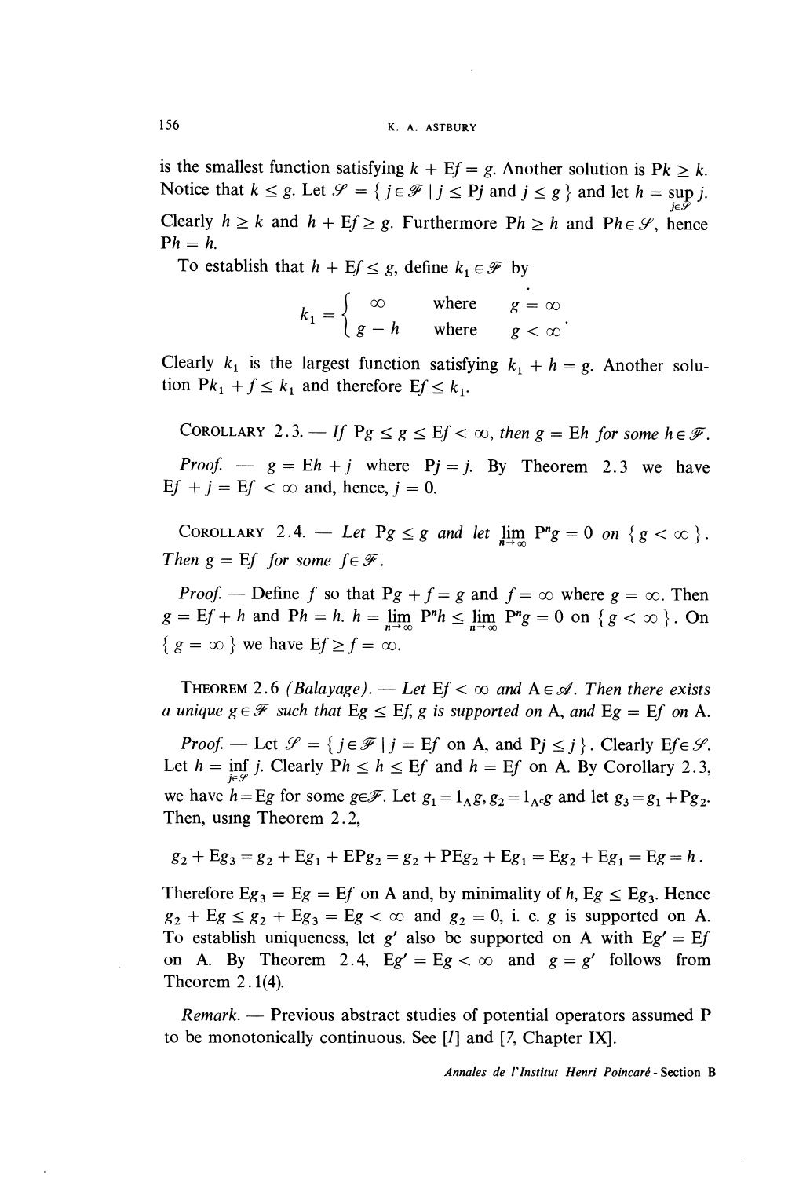is the smallest function satisfying $k + \mathrm{E}f = g$. Another solution is $\mathrm{P}k \geq k$. Notice that $k \leq g$. Let $\mathcal{S} = \{ j \in \mathcal{F} \mid j \leq \mathrm{P}j \text{ and } j \leq g \}$ and let $h = \sup_{j \in \mathcal{S}} j$. Clearly $h \geq k$ and $h + \mathrm{E}f \geq g$. Furthermore $\mathrm{P}h \geq h$ and $\mathrm{P}h \in \mathcal{S}$, hence $\mathrm{P}h = h$.

To establish that $h + \mathrm{E}f \leq g$, define $k_1 \in \mathcal{F}$ by

$$k_1 = \begin{cases} \infty & \text{where} \quad g = \infty \\ g - h & \text{where} \quad g < \infty \end{cases}.$$

Clearly $k_1$ is the largest function satisfying $k_1 + h = g$. Another solution $\mathrm{P}k_1 + f \leq k_1$ and therefore $\mathrm{E}f \leq k_1$.

COROLLARY 2.3. — *If* $\mathrm{P}g \leq g \leq \mathrm{E}f < \infty$, *then* $g = \mathrm{E}h$ *for some* $h \in \mathcal{F}$.

*Proof.* — $g = \mathrm{E}h + j$ where $\mathrm{P}j = j$. By Theorem 2.3 we have $\mathrm{E}f + j = \mathrm{E}f < \infty$ and, hence, $j = 0$.

COROLLARY 2.4. — *Let* $\mathrm{P}g \leq g$ *and let* $\lim_{n \to \infty} \mathrm{P}^n g = 0$ *on* $\{ g < \infty \}$. *Then* $g = \mathrm{E}f$ *for some* $f \in \mathcal{F}$.

*Proof.* — Define $f$ so that $\mathrm{P}g + f = g$ and $f = \infty$ where $g = \infty$. Then $g = \mathrm{E}f + h$ and $\mathrm{P}h = h$. $h = \lim_{n \to \infty} \mathrm{P}^n h \leq \lim_{n \to \infty} \mathrm{P}^n g = 0$ on $\{ g < \infty \}$. On $\{ g = \infty \}$ we have $\mathrm{E}f \geq f = \infty$.

THEOREM 2.6 *(Balayage).* — *Let* $\mathrm{E}f < \infty$ *and* $\mathrm{A} \in \mathcal{A}$. *Then there exists a unique* $g \in \mathcal{F}$ *such that* $\mathrm{E}g \leq \mathrm{E}f$, $g$ *is supported on* A, *and* $\mathrm{E}g = \mathrm{E}f$ *on* A.

*Proof.* — Let $\mathcal{S} = \{ j \in \mathcal{F} \mid j = \mathrm{E}f \text{ on A, and } \mathrm{P}j \leq j \}$. Clearly $\mathrm{E}f \in \mathcal{S}$. Let $h = \inf_{j \in \mathcal{S}} j$. Clearly $\mathrm{P}h \leq h \leq \mathrm{E}f$ and $h = \mathrm{E}f$ on A. By Corollary 2.3, we have $h = \mathrm{E}g$ for some $g \in \mathcal{F}$. Let $g_1 = 1_{\mathrm{A}} g$, $g_2 = 1_{\mathrm{A}^c} g$ and let $g_3 = g_1 + \mathrm{P}g_2$. Then, using Theorem 2.2,

$$g_2 + \mathrm{E}g_3 = g_2 + \mathrm{E}g_1 + \mathrm{EP}g_2 = g_2 + \mathrm{PE}g_2 + \mathrm{E}g_1 = \mathrm{E}g_2 + \mathrm{E}g_1 = \mathrm{E}g = h.$$

Therefore $\mathrm{E}g_3 = \mathrm{E}g = \mathrm{E}f$ on A and, by minimality of $h$, $\mathrm{E}g \leq \mathrm{E}g_3$. Hence $g_2 + \mathrm{E}g \leq g_2 + \mathrm{E}g_3 = \mathrm{E}g < \infty$ and $g_2 = 0$, i. e. $g$ is supported on A. To establish uniqueness, let $g'$ also be supported on A with $\mathrm{E}g' = \mathrm{E}f$ on A. By Theorem 2.4, $\mathrm{E}g' = \mathrm{E}g < \infty$ and $g = g'$ follows from Theorem 2.1(4).

*Remark.* — Previous abstract studies of potential operators assumed P to be monotonically continuous. See [1] and [7, Chapter IX].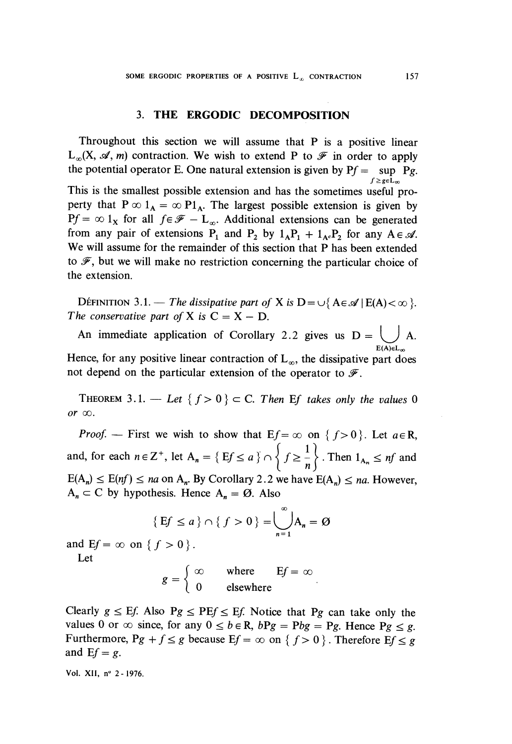## 3. THE ERGODIC DECOMPOSITION

Throughout this section we will assume that P is a positive linear $L_\infty(X, \mathscr{A}, m)$ contraction. We wish to extend P to $\mathscr{F}$ in order to apply the potential operator E. One natural extension is given by $Pf = \sup_{f \geq g \in L_\infty} Pg$. This is the smallest possible extension and has the sometimes useful property that $P \infty 1_A = \infty P1_A$. The largest possible extension is given by $Pf = \infty 1_X$ for all $f \in \mathscr{F} - L_\infty$. Additional extensions can be generated from any pair of extensions $P_1$ and $P_2$ by $1_A P_1 + 1_{A^c} P_2$ for any $A \in \mathscr{A}$. We will assume for the remainder of this section that P has been extended to $\mathscr{F}$, but we will make no restriction concerning the particular choice of the extension.

DÉFINITION 3.1. — *The dissipative part of* X *is* $D = \cup \{ A \in \mathscr{A} \mid E(A) < \infty \}$. *The conservative part of* X *is* $C = X - D$.

An immediate application of Corollary 2.2 gives us $D = \bigcup_{E(A) \in L_\infty} A$. Hence, for any positive linear contraction of $L_\infty$, the dissipative part does not depend on the particular extension of the operator to $\mathscr{F}$.

THEOREM 3.1. — *Let* $\{ f > 0 \} \subset C$. *Then* $Ef$ *takes only the values* 0 *or* $\infty$.

*Proof.* — First we wish to show that $Ef = \infty$ on $\{ f > 0 \}$. Let $a \in \mathbb{R}$, and, for each $n \in \mathbb{Z}^+$, let $A_n = \{ Ef \leq a \} \cap \left\{ f \geq \frac{1}{n} \right\}$. Then $1_{A_n} \leq nf$ and $E(A_n) \leq E(nf) \leq na$ on $A_n$. By Corollary 2.2 we have $E(A_n) \leq na$. However, $A_n \subset C$ by hypothesis. Hence $A_n = \emptyset$. Also

$$\{ Ef \leq a \} \cap \{ f > 0 \} = \bigcup_{n=1}^{\infty} A_n = \emptyset$$

and $Ef = \infty$ on $\{ f > 0 \}$.

Let

$$g = \begin{cases} \infty & \text{where} \quad Ef = \infty \\ 0 & \text{elsewhere} \end{cases}.$$

Clearly $g \leq Ef$. Also $Pg \leq PEf \leq Ef$. Notice that $Pg$ can take only the values 0 or $\infty$ since, for any $0 \leq b \in \mathbb{R}$, $bPg = Pbg = Pg$. Hence $Pg \leq g$. Furthermore, $Pg + f \leq g$ because $Ef = \infty$ on $\{ f > 0 \}$. Therefore $Ef \leq g$ and $Ef = g$.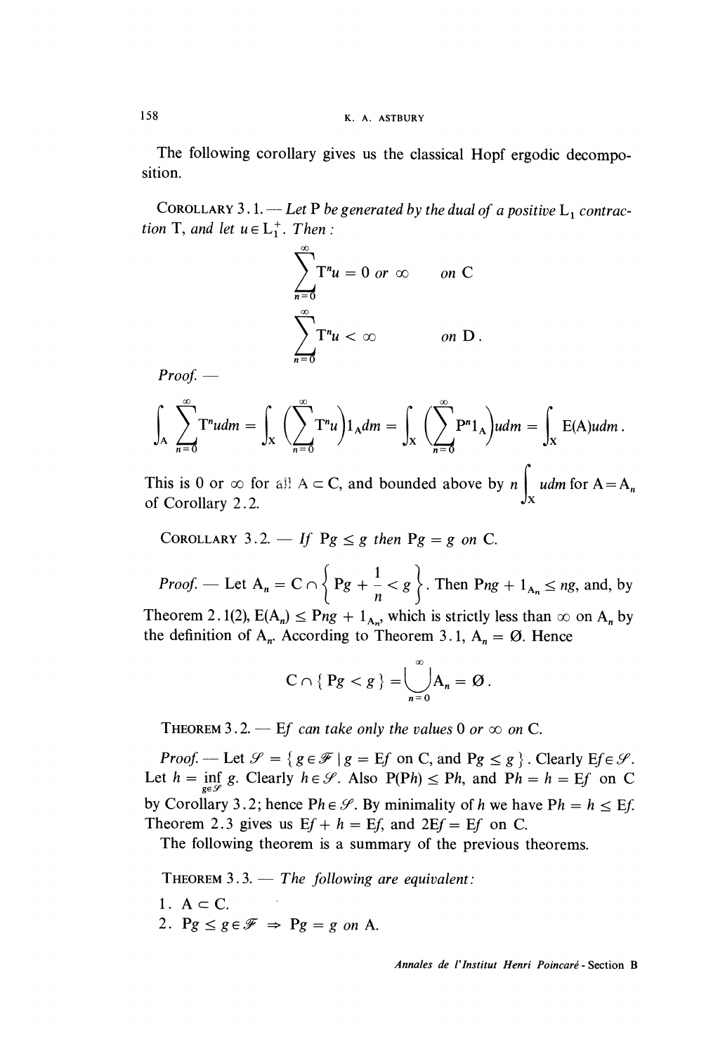The following corollary gives us the classical Hopf ergodic decomposition.

COROLLARY 3.1. — *Let* P *be generated by the dual of a positive* $L_1$ *contraction* T, *and let* $u \in L_1^+$. *Then :*

$$\sum_{n=0}^{\infty} T^n u = 0 \text{ or } \infty \qquad \text{on C}$$

$$\sum_{n=0}^{\infty} T^n u < \infty \qquad \text{on D}.$$

*Proof.* —

$$\int_A \sum_{n=0}^{\infty} T^n u dm = \int_X \left( \sum_{n=0}^{\infty} T^n u \right) 1_A dm = \int_X \left( \sum_{n=0}^{\infty} P^n 1_A \right) u dm = \int_X E(A) u dm.$$

This is 0 or $\infty$ for all $A \subset C$, and bounded above by $n \int_X u dm$ for $A = A_n$ of Corollary 2.2.

COROLLARY 3.2. — *If* $Pg \leq g$ *then* $Pg = g$ *on* C.

*Proof.* — Let $A_n = C \cap \left\{ Pg + \frac{1}{n} < g \right\}$. Then $Png + 1_{A_n} \leq ng$, and, by Theorem 2.1(2), $E(A_n) \leq Png + 1_{A_n}$, which is strictly less than $\infty$ on $A_n$ by the definition of $A_n$. According to Theorem 3.1, $A_n = \emptyset$. Hence

$$C \cap \{ Pg < g \} = \bigcup_{n=0}^{\infty} A_n = \emptyset.$$

THEOREM 3.2. — E$f$ *can take only the values* 0 *or* $\infty$ *on* C.

*Proof.* — Let $\mathcal{S} = \{ g \in \mathcal{F} \mid g = Ef \text{ on C, and } Pg \leq g \}$. Clearly $Ef \in \mathcal{S}$. Let $h = \inf_{g \in \mathcal{S}} g$. Clearly $h \in \mathcal{S}$. Also $P(Ph) \leq Ph$, and $Ph = h = Ef$ on C by Corollary 3.2; hence $Ph \in \mathcal{S}$. By minimality of $h$ we have $Ph = h \leq Ef$. Theorem 2.3 gives us $Ef + h = Ef$, and $2Ef = Ef$ on C.

The following theorem is a summary of the previous theorems.

THEOREM 3.3. — *The following are equivalent:*

1. $A \subset C$.
2. $Pg \leq g \in \mathcal{F} \Rightarrow Pg = g$ *on* A.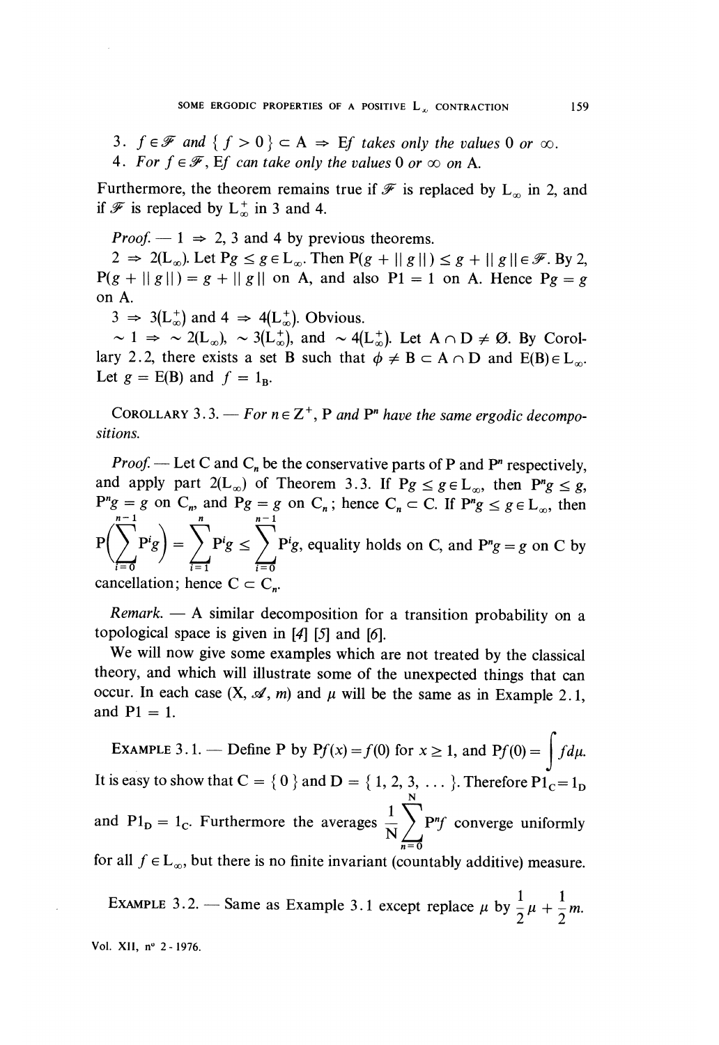3. $f \in \mathscr{F}$ *and* $\{ f > 0 \} \subset A \Rightarrow$ E$f$ *takes only the values* 0 *or* $\infty$.
4. *For* $f \in \mathscr{F}$, E$f$ *can take only the values* 0 *or* $\infty$ *on* A.

Furthermore, the theorem remains true if $\mathscr{F}$ is replaced by $L_\infty$ in 2, and if $\mathscr{F}$ is replaced by $L_\infty^+$ in 3 and 4.

*Proof.* — 1 $\Rightarrow$ 2, 3 and 4 by previous theorems.

2 $\Rightarrow$ 2($L_\infty$). Let $Pg \leq g \in L_\infty$. Then $P(g + \| g \|) \leq g + \| g \| \in \mathscr{F}$. By 2, $P(g + \| g \|) = g + \| g \|$ on A, and also $P1 = 1$ on A. Hence $Pg = g$ on A.

3 $\Rightarrow$ 3($L_\infty^+$) and 4 $\Rightarrow$ 4($L_\infty^+$). Obvious.

$\sim 1 \Rightarrow \sim 2(L_\infty)$, $\sim 3(L_\infty^+)$, and $\sim 4(L_\infty^+)$. Let $A \cap D \neq \emptyset$. By Corollary 2.2, there exists a set B such that $\phi \neq B \subset A \cap D$ and $E(B) \in L_\infty$. Let $g = E(B)$ and $f = 1_B$.

COROLLARY 3.3. — *For* $n \in Z^+$, P *and* $P^n$ *have the same ergodic decompositions.*

*Proof.* — Let C and $C_n$ be the conservative parts of P and $P^n$ respectively, and apply part 2($L_\infty$) of Theorem 3.3. If $Pg \leq g \in L_\infty$, then $P^n g \leq g$, $P^n g = g$ on $C_n$, and $Pg = g$ on $C_n$; hence $C_n \subset C$. If $P^n g \leq g \in L_\infty$, then $P\left(\sum_{i=0}^{n-1} P^i g\right) = \sum_{i=1}^{n} P^i g \leq \sum_{i=0}^{n-1} P^i g$, equality holds on C, and $P^n g = g$ on C by cancellation; hence $C \subset C_n$.

*Remark.* — A similar decomposition for a transition probability on a topological space is given in [4] [5] and [6].

We will now give some examples which are not treated by the classical theory, and which will illustrate some of the unexpected things that can occur. In each case (X, $\mathscr{A}$, $m$) and $\mu$ will be the same as in Example 2.1, and $P1 = 1$.

EXAMPLE 3.1. — Define P by $Pf(x) = f(0)$ for $x \geq 1$, and $Pf(0) = \int f d\mu$. It is easy to show that $C = \{ 0 \}$ and $D = \{ 1, 2, 3, \ldots \}$. Therefore $P1_C = 1_D$ and $P1_D = 1_C$. Furthermore the averages $\frac{1}{N} \sum_{n=0}^{N} P^n f$ converge uniformly for all $f \in L_\infty$, but there is no finite invariant (countably additive) measure.

EXAMPLE 3.2. — Same as Example 3.1 except replace $\mu$ by $\frac{1}{2}\mu + \frac{1}{2}m$.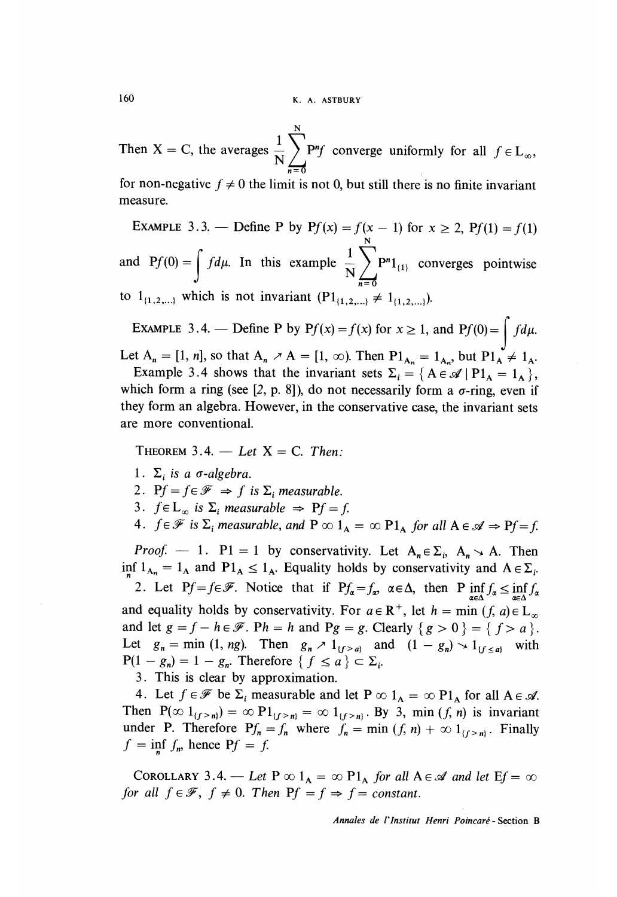Then $X = C$, the averages $\frac{1}{N}\sum_{n=0}^{N} P^n f$ converge uniformly for all $f \in L_\infty$, for non-negative $f \neq 0$ the limit is not 0, but still there is no finite invariant measure.

EXAMPLE 3.3. — Define P by $Pf(x) = f(x-1)$ for $x \geq 2$, $Pf(1) = f(1)$ and $Pf(0) = \int f d\mu$. In this example $\frac{1}{N}\sum_{n=0}^{N} P^n 1_{\{1\}}$ converges pointwise to $1_{\{1,2,\ldots\}}$ which is not invariant ($P1_{\{1,2,\ldots\}} \neq 1_{\{1,2,\ldots\}}$).

EXAMPLE 3.4. — Define P by $Pf(x) = f(x)$ for $x \geq 1$, and $Pf(0) = \int f d\mu$. Let $A_n = [1, n]$, so that $A_n \nearrow A = [1, \infty)$. Then $P1_{A_n} = 1_{A_n}$, but $P1_A \neq 1_A$.

Example 3.4 shows that the invariant sets $\Sigma_i = \{ A \in \mathscr{A} \mid P1_A = 1_A \}$, which form a ring (see [2, p. 8]), do not necessarily form a $\sigma$-ring, even if they form an algebra. However, in the conservative case, the invariant sets are more conventional.

THEOREM 3.4. — *Let $X = C$. Then:*

1. *$\Sigma_i$ is a $\sigma$-algebra.*
2. *$Pf = f \in \mathscr{F} \Rightarrow f$ is $\Sigma_i$ measurable.*
3. *$f \in L_\infty$ is $\Sigma_i$ measurable $\Rightarrow Pf = f$.*
4. *$f \in \mathscr{F}$ is $\Sigma_i$ measurable, and $P \infty 1_A = \infty P1_A$ for all $A \in \mathscr{A} \Rightarrow Pf = f$.*

*Proof.* — 1. $P1 = 1$ by conservativity. Let $A_n \in \Sigma_i$, $A_n \searrow A$. Then $\inf_n 1_{A_n} = 1_A$ and $P1_A \leq 1_A$. Equality holds by conservativity and $A \in \Sigma_i$.

2. Let $Pf = f \in \mathscr{F}$. Notice that if $Pf_\alpha = f_\alpha$, $\alpha \in \Delta$, then $P \inf_{\alpha\in\Delta} f_\alpha \leq \inf_{\alpha\in\Delta} f_\alpha$ and equality holds by conservativity. For $a \in R^+$, let $h = \min(f, a) \in L_\infty$ and let $g = f - h \in \mathscr{F}$. $Ph = h$ and $Pg = g$. Clearly $\{g > 0\} = \{f > a\}$. Let $g_n = \min(1, ng)$. Then $g_n \nearrow 1_{\{f>a\}}$ and $(1 - g_n) \searrow 1_{\{f \leq a\}}$ with $P(1 - g_n) = 1 - g_n$. Therefore $\{f \leq a\} \subset \Sigma_i$.

3. This is clear by approximation.

4. Let $f \in \mathscr{F}$ be $\Sigma_i$ measurable and let $P \infty 1_A = \infty P1_A$ for all $A \in \mathscr{A}$. Then $P(\infty 1_{\{f>n\}}) = \infty P1_{\{f>n\}} = \infty 1_{\{f>n\}}$. By 3, $\min(f, n)$ is invariant under P. Therefore $Pf_n = f_n$ where $f_n = \min(f, n) + \infty 1_{\{f>n\}}$. Finally $f = \inf_n f_n$, hence $Pf = f$.

COROLLARY 3.4. — *Let $P \infty 1_A = \infty P1_A$ for all $A \in \mathscr{A}$ and let $Ef = \infty$ for all $f \in \mathscr{F}$, $f \neq 0$. Then $Pf = f \Rightarrow f =$ constant.*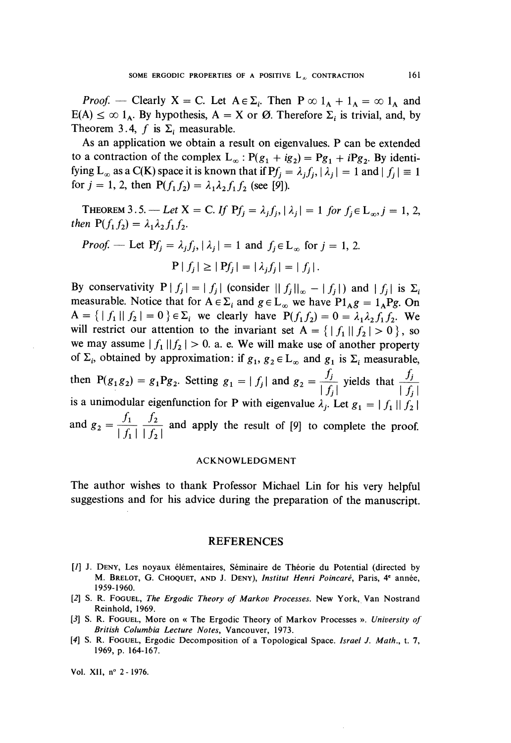*Proof.* — Clearly $X = C$. Let $A \in \Sigma_i$. Then $P \infty 1_A + 1_A = \infty 1_A$ and $E(A) \leq \infty 1_A$. By hypothesis, $A = X$ or $\emptyset$. Therefore $\Sigma_i$ is trivial, and, by Theorem 3.4, $f$ is $\Sigma_i$ measurable.

As an application we obtain a result on eigenvalues. P can be extended to a contraction of the complex $L_\infty$ : $P(g_1 + ig_2) = Pg_1 + iPg_2$. By identifying $L_\infty$ as a C(K) space it is known that if $Pf_j = \lambda_j f_j$, $|\lambda_j| = 1$ and $|f_j| \equiv 1$ for $j = 1, 2$, then $P(f_1 f_2) = \lambda_1 \lambda_2 f_1 f_2$ (see [9]).

THEOREM 3.5. — *Let* $X = C$. *If* $Pf_j = \lambda_j f_j$, $|\lambda_j| = 1$ *for* $f_j \in L_\infty$, $j = 1, 2$, *then* $P(f_1 f_2) = \lambda_1 \lambda_2 f_1 f_2$.

*Proof.* — Let $Pf_j = \lambda_j f_j$, $|\lambda_j| = 1$ and $f_j \in L_\infty$ for $j = 1, 2$.

$$P|f_j| \geq |Pf_j| = |\lambda_j f_j| = |f_j|.$$

By conservativity $P|f_j| = |f_j|$ (consider $\|f_j\|_\infty - |f_j|$) and $|f_j|$ is $\Sigma_i$ measurable. Notice that for $A \in \Sigma_i$ and $g \in L_\infty$ we have $P1_A g = 1_A Pg$. On $A = \{ |f_1||f_2| = 0 \} \in \Sigma_i$ we clearly have $P(f_1 f_2) = 0 = \lambda_1 \lambda_2 f_1 f_2$. We will restrict our attention to the invariant set $A = \{ |f_1||f_2| > 0 \}$, so we may assume $|f_1||f_2| > 0$. a. e. We will make use of another property of $\Sigma_i$, obtained by approximation: if $g_1, g_2 \in L_\infty$ and $g_1$ is $\Sigma_i$ measurable, then $P(g_1 g_2) = g_1 P g_2$. Setting $g_1 = |f_j|$ and $g_2 = \dfrac{f_j}{|f_j|}$ yields that $\dfrac{f_j}{|f_j|}$ is a unimodular eigenfunction for P with eigenvalue $\lambda_j$. Let $g_1 = |f_1||f_2|$ and $g_2 = \dfrac{f_1}{|f_1|} \dfrac{f_2}{|f_2|}$ and apply the result of [9] to complete the proof.

## ACKNOWLEDGMENT

The author wishes to thank Professor Michael Lin for his very helpful suggestions and for his advice during the preparation of the manuscript.

## REFERENCES

[1] J. DENY, Les noyaux élémentaires, Séminaire de Théorie du Potential (directed by M. BRELOT, G. CHOQUET, AND J. DENY), *Institut Henri Poincaré*, Paris, 4e année, 1959-1960.

[2] S. R. FOGUEL, *The Ergodic Theory of Markov Processes*. New York, Van Nostrand Reinhold, 1969.

[3] S. R. FOGUEL, More on « The Ergodic Theory of Markov Processes ». *University of British Columbia Lecture Notes*, Vancouver, 1973.

[4] S. R. FOGUEL, Ergodic Decomposition of a Topological Space. *Israel J. Math.*, t. 7, 1969, p. 164-167.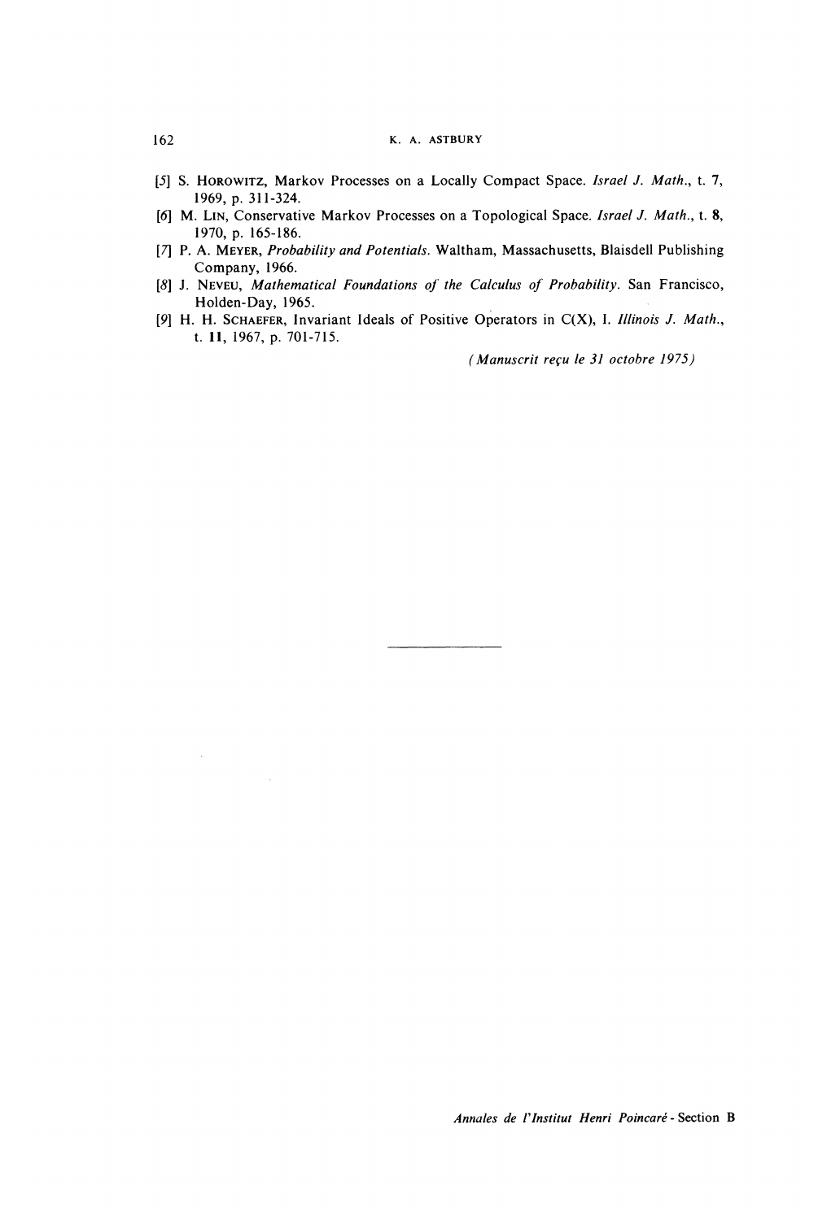[5] S. Horowitz, Markov Processes on a Locally Compact Space. *Israel J. Math.*, t. **7**, 1969, p. 311-324.

[6] M. Lin, Conservative Markov Processes on a Topological Space. *Israel J. Math.*, t. **8**, 1970, p. 165-186.

[7] P. A. Meyer, *Probability and Potentials*. Waltham, Massachusetts, Blaisdell Publishing Company, 1966.

[8] J. Neveu, *Mathematical Foundations of the Calculus of Probability*. San Francisco, Holden-Day, 1965.

[9] H. H. Schaefer, Invariant Ideals of Positive Operators in C(X), I. *Illinois J. Math.*, t. **11**, 1967, p. 701-715.

*(Manuscrit reçu le 31 octobre 1975)*